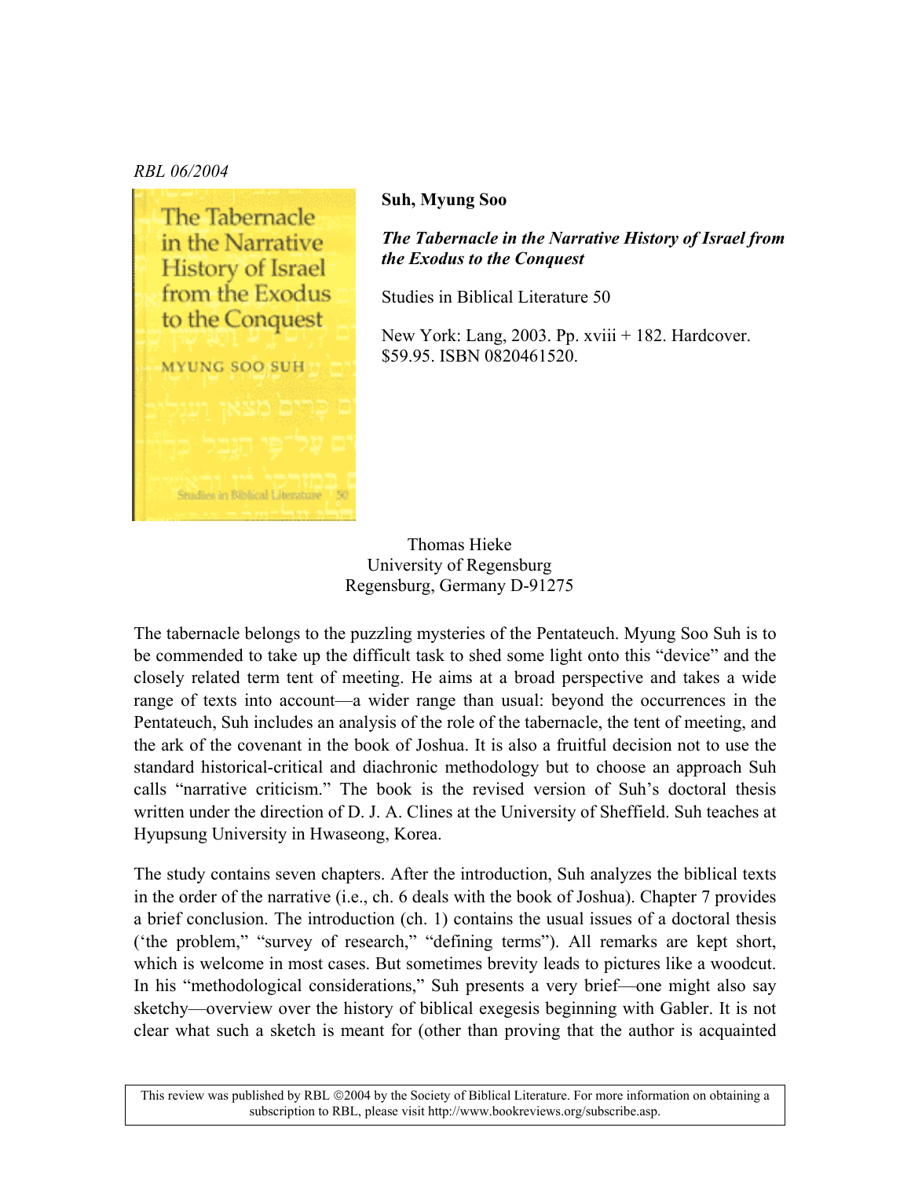RBL 06/2004

**Suh, Myung Soo**

***The Tabernacle in the Narrative History of Israel from the Exodus to the Conquest***

Studies in Biblical Literature 50

New York: Lang, 2003. Pp. xviii + 182. Hardcover. $59.95. ISBN 0820461520.

Thomas Hieke
University of Regensburg
Regensburg, Germany D-91275

The tabernacle belongs to the puzzling mysteries of the Pentateuch. Myung Soo Suh is to be commended to take up the difficult task to shed some light onto this "device" and the closely related term tent of meeting. He aims at a broad perspective and takes a wide range of texts into account—a wider range than usual: beyond the occurrences in the Pentateuch, Suh includes an analysis of the role of the tabernacle, the tent of meeting, and the ark of the covenant in the book of Joshua. It is also a fruitful decision not to use the standard historical-critical and diachronic methodology but to choose an approach Suh calls "narrative criticism." The book is the revised version of Suh's doctoral thesis written under the direction of D. J. A. Clines at the University of Sheffield. Suh teaches at Hyupsung University in Hwaseong, Korea.

The study contains seven chapters. After the introduction, Suh analyzes the biblical texts in the order of the narrative (i.e., ch. 6 deals with the book of Joshua). Chapter 7 provides a brief conclusion. The introduction (ch. 1) contains the usual issues of a doctoral thesis ('the problem," "survey of research," "defining terms"). All remarks are kept short, which is welcome in most cases. But sometimes brevity leads to pictures like a woodcut. In his "methodological considerations," Suh presents a very brief—one might also say sketchy—overview over the history of biblical exegesis beginning with Gabler. It is not clear what such a sketch is meant for (other than proving that the author is acquainted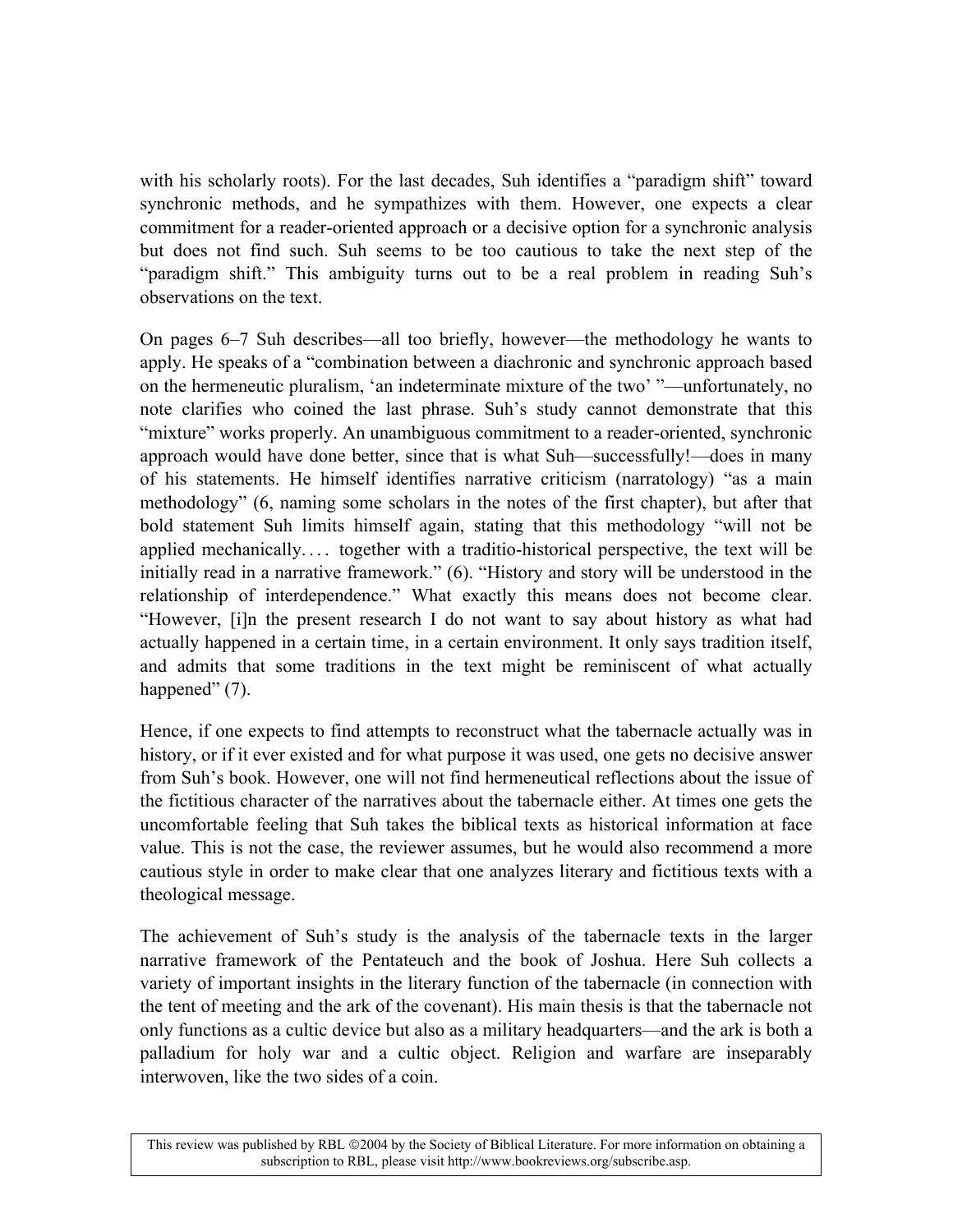with his scholarly roots). For the last decades, Suh identifies a "paradigm shift" toward synchronic methods, and he sympathizes with them. However, one expects a clear commitment for a reader-oriented approach or a decisive option for a synchronic analysis but does not find such. Suh seems to be too cautious to take the next step of the "paradigm shift." This ambiguity turns out to be a real problem in reading Suh's observations on the text.

On pages 6–7 Suh describes—all too briefly, however—the methodology he wants to apply. He speaks of a "combination between a diachronic and synchronic approach based on the hermeneutic pluralism, 'an indeterminate mixture of the two' "—unfortunately, no note clarifies who coined the last phrase. Suh's study cannot demonstrate that this "mixture" works properly. An unambiguous commitment to a reader-oriented, synchronic approach would have done better, since that is what Suh—successfully!—does in many of his statements. He himself identifies narrative criticism (narratology) "as a main methodology" (6, naming some scholars in the notes of the first chapter), but after that bold statement Suh limits himself again, stating that this methodology "will not be applied mechanically. . . . together with a traditio-historical perspective, the text will be initially read in a narrative framework." (6). "History and story will be understood in the relationship of interdependence." What exactly this means does not become clear. "However, [i]n the present research I do not want to say about history as what had actually happened in a certain time, in a certain environment. It only says tradition itself, and admits that some traditions in the text might be reminiscent of what actually happened" (7).

Hence, if one expects to find attempts to reconstruct what the tabernacle actually was in history, or if it ever existed and for what purpose it was used, one gets no decisive answer from Suh's book. However, one will not find hermeneutical reflections about the issue of the fictitious character of the narratives about the tabernacle either. At times one gets the uncomfortable feeling that Suh takes the biblical texts as historical information at face value. This is not the case, the reviewer assumes, but he would also recommend a more cautious style in order to make clear that one analyzes literary and fictitious texts with a theological message.

The achievement of Suh's study is the analysis of the tabernacle texts in the larger narrative framework of the Pentateuch and the book of Joshua. Here Suh collects a variety of important insights in the literary function of the tabernacle (in connection with the tent of meeting and the ark of the covenant). His main thesis is that the tabernacle not only functions as a cultic device but also as a military headquarters—and the ark is both a palladium for holy war and a cultic object. Religion and warfare are inseparably interwoven, like the two sides of a coin.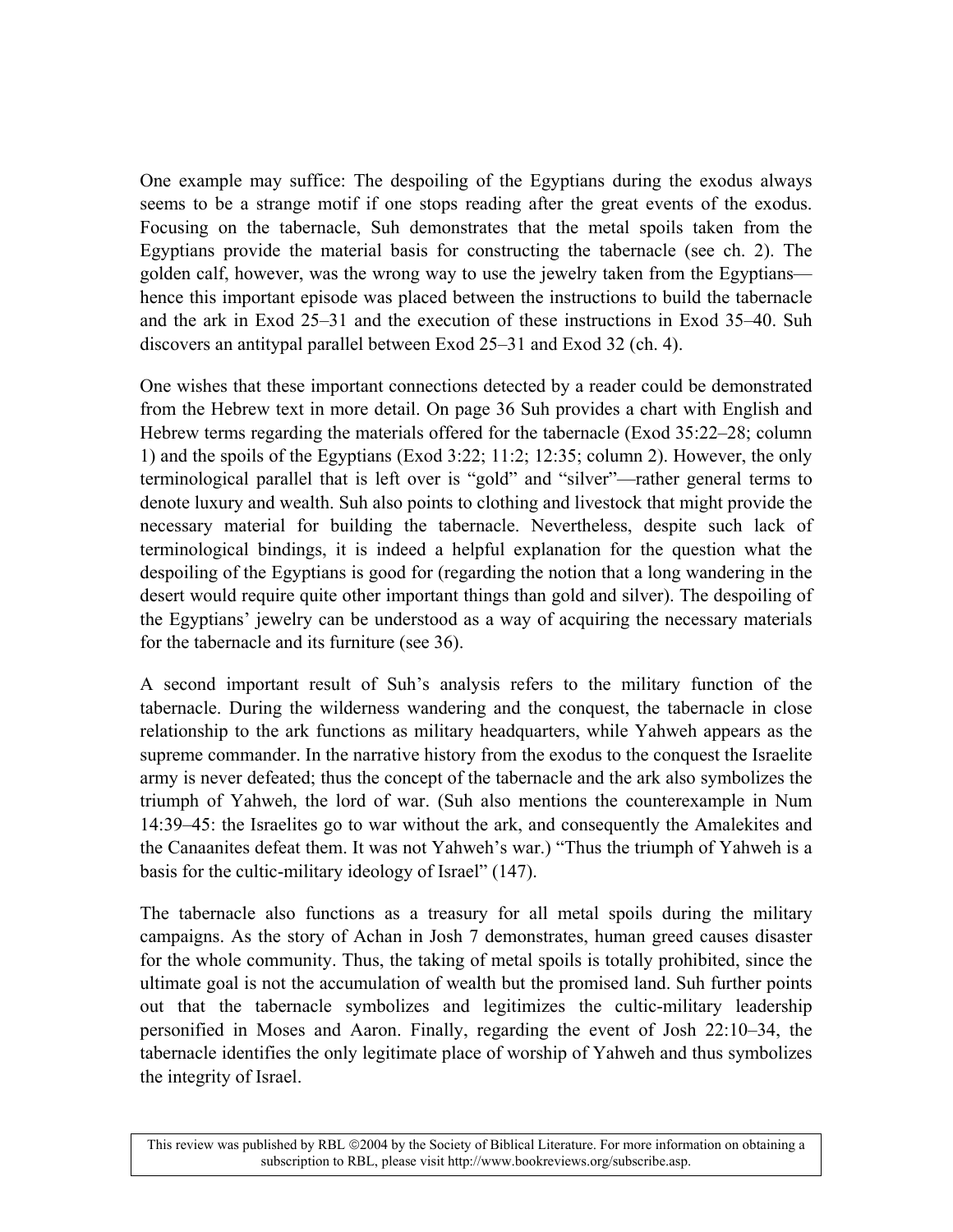One example may suffice: The despoiling of the Egyptians during the exodus always seems to be a strange motif if one stops reading after the great events of the exodus. Focusing on the tabernacle, Suh demonstrates that the metal spoils taken from the Egyptians provide the material basis for constructing the tabernacle (see ch. 2). The golden calf, however, was the wrong way to use the jewelry taken from the Egyptians—hence this important episode was placed between the instructions to build the tabernacle and the ark in Exod 25–31 and the execution of these instructions in Exod 35–40. Suh discovers an antitypal parallel between Exod 25–31 and Exod 32 (ch. 4).

One wishes that these important connections detected by a reader could be demonstrated from the Hebrew text in more detail. On page 36 Suh provides a chart with English and Hebrew terms regarding the materials offered for the tabernacle (Exod 35:22–28; column 1) and the spoils of the Egyptians (Exod 3:22; 11:2; 12:35; column 2). However, the only terminological parallel that is left over is "gold" and "silver"—rather general terms to denote luxury and wealth. Suh also points to clothing and livestock that might provide the necessary material for building the tabernacle. Nevertheless, despite such lack of terminological bindings, it is indeed a helpful explanation for the question what the despoiling of the Egyptians is good for (regarding the notion that a long wandering in the desert would require quite other important things than gold and silver). The despoiling of the Egyptians' jewelry can be understood as a way of acquiring the necessary materials for the tabernacle and its furniture (see 36).

A second important result of Suh's analysis refers to the military function of the tabernacle. During the wilderness wandering and the conquest, the tabernacle in close relationship to the ark functions as military headquarters, while Yahweh appears as the supreme commander. In the narrative history from the exodus to the conquest the Israelite army is never defeated; thus the concept of the tabernacle and the ark also symbolizes the triumph of Yahweh, the lord of war. (Suh also mentions the counterexample in Num 14:39–45: the Israelites go to war without the ark, and consequently the Amalekites and the Canaanites defeat them. It was not Yahweh's war.) "Thus the triumph of Yahweh is a basis for the cultic-military ideology of Israel" (147).

The tabernacle also functions as a treasury for all metal spoils during the military campaigns. As the story of Achan in Josh 7 demonstrates, human greed causes disaster for the whole community. Thus, the taking of metal spoils is totally prohibited, since the ultimate goal is not the accumulation of wealth but the promised land. Suh further points out that the tabernacle symbolizes and legitimizes the cultic-military leadership personified in Moses and Aaron. Finally, regarding the event of Josh 22:10–34, the tabernacle identifies the only legitimate place of worship of Yahweh and thus symbolizes the integrity of Israel.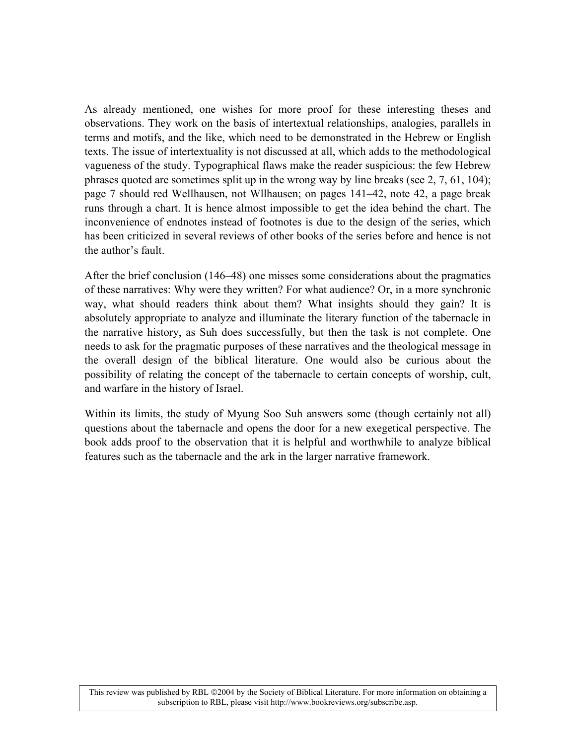As already mentioned, one wishes for more proof for these interesting theses and observations. They work on the basis of intertextual relationships, analogies, parallels in terms and motifs, and the like, which need to be demonstrated in the Hebrew or English texts. The issue of intertextuality is not discussed at all, which adds to the methodological vagueness of the study. Typographical flaws make the reader suspicious: the few Hebrew phrases quoted are sometimes split up in the wrong way by line breaks (see 2, 7, 61, 104); page 7 should red Wellhausen, not Wllhausen; on pages 141–42, note 42, a page break runs through a chart. It is hence almost impossible to get the idea behind the chart. The inconvenience of endnotes instead of footnotes is due to the design of the series, which has been criticized in several reviews of other books of the series before and hence is not the author's fault.

After the brief conclusion (146–48) one misses some considerations about the pragmatics of these narratives: Why were they written? For what audience? Or, in a more synchronic way, what should readers think about them? What insights should they gain? It is absolutely appropriate to analyze and illuminate the literary function of the tabernacle in the narrative history, as Suh does successfully, but then the task is not complete. One needs to ask for the pragmatic purposes of these narratives and the theological message in the overall design of the biblical literature. One would also be curious about the possibility of relating the concept of the tabernacle to certain concepts of worship, cult, and warfare in the history of Israel.

Within its limits, the study of Myung Soo Suh answers some (though certainly not all) questions about the tabernacle and opens the door for a new exegetical perspective. The book adds proof to the observation that it is helpful and worthwhile to analyze biblical features such as the tabernacle and the ark in the larger narrative framework.

This review was published by RBL ©2004 by the Society of Biblical Literature. For more information on obtaining a subscription to RBL, please visit http://www.bookreviews.org/subscribe.asp.